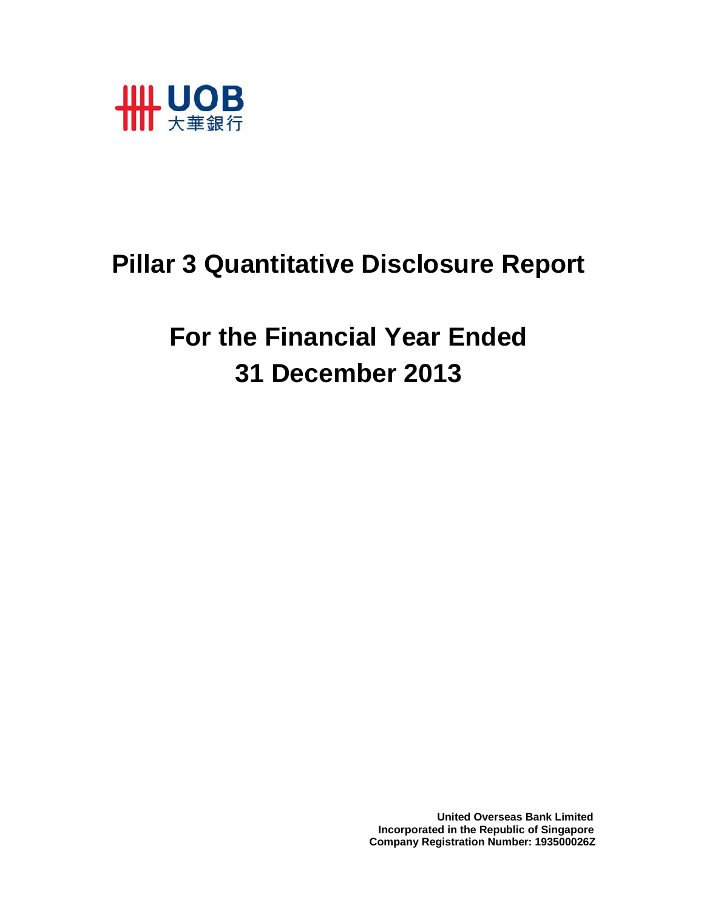UOB 大華銀行

# Pillar 3 Quantitative Disclosure Report

# For the Financial Year Ended 31 December 2013

**United Overseas Bank Limited**
**Incorporated in the Republic of Singapore**
**Company Registration Number: 193500026Z**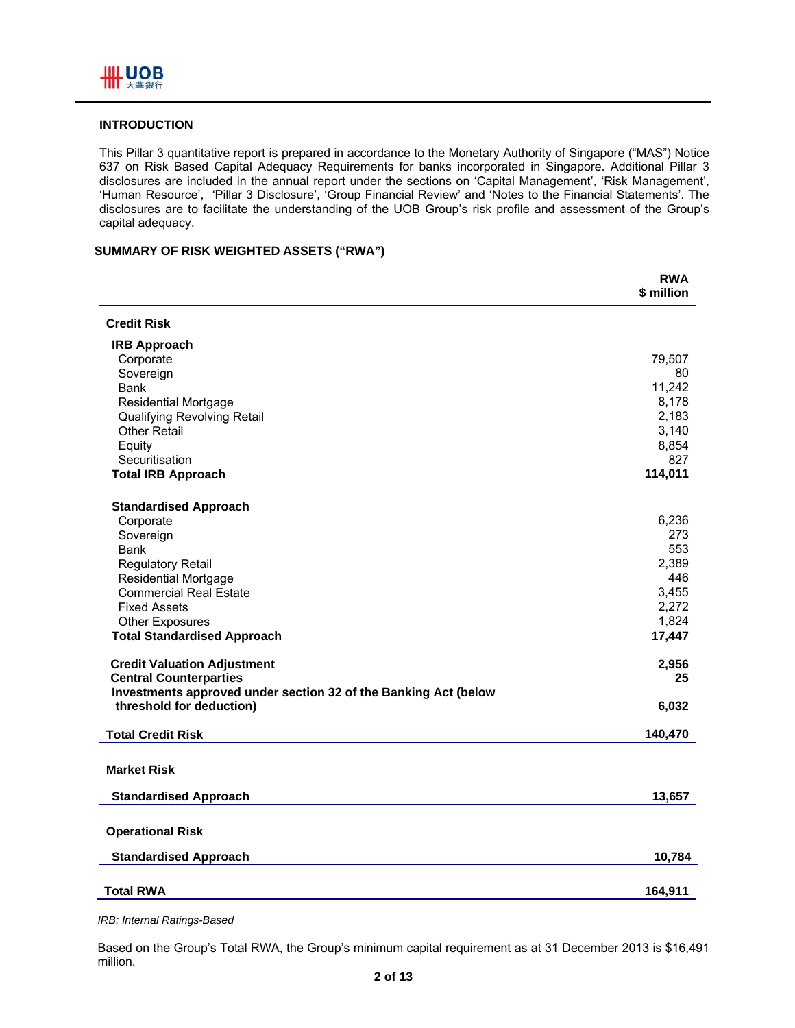## INTRODUCTION

This Pillar 3 quantitative report is prepared in accordance to the Monetary Authority of Singapore ("MAS") Notice 637 on Risk Based Capital Adequacy Requirements for banks incorporated in Singapore. Additional Pillar 3 disclosures are included in the annual report under the sections on 'Capital Management', 'Risk Management', 'Human Resource', 'Pillar 3 Disclosure', 'Group Financial Review' and 'Notes to the Financial Statements'. The disclosures are to facilitate the understanding of the UOB Group's risk profile and assessment of the Group's capital adequacy.

## SUMMARY OF RISK WEIGHTED ASSETS ("RWA")

| | RWA<br>$ million |
|---|---|
| **Credit Risk** | |
| **IRB Approach** | |
| Corporate | 79,507 |
| Sovereign | 80 |
| Bank | 11,242 |
| Residential Mortgage | 8,178 |
| Qualifying Revolving Retail | 2,183 |
| Other Retail | 3,140 |
| Equity | 8,854 |
| Securitisation | 827 |
| **Total IRB Approach** | **114,011** |
| **Standardised Approach** | |
| Corporate | 6,236 |
| Sovereign | 273 |
| Bank | 553 |
| Regulatory Retail | 2,389 |
| Residential Mortgage | 446 |
| Commercial Real Estate | 3,455 |
| Fixed Assets | 2,272 |
| Other Exposures | 1,824 |
| **Total Standardised Approach** | **17,447** |
| **Credit Valuation Adjustment** | **2,956** |
| **Central Counterparties** | **25** |
| **Investments approved under section 32 of the Banking Act (below threshold for deduction)** | **6,032** |
| **Total Credit Risk** | **140,470** |
| **Market Risk** | |
| **Standardised Approach** | **13,657** |
| **Operational Risk** | |
| **Standardised Approach** | **10,784** |
| **Total RWA** | **164,911** |

*IRB: Internal Ratings-Based*

Based on the Group's Total RWA, the Group's minimum capital requirement as at 31 December 2013 is $16,491 million.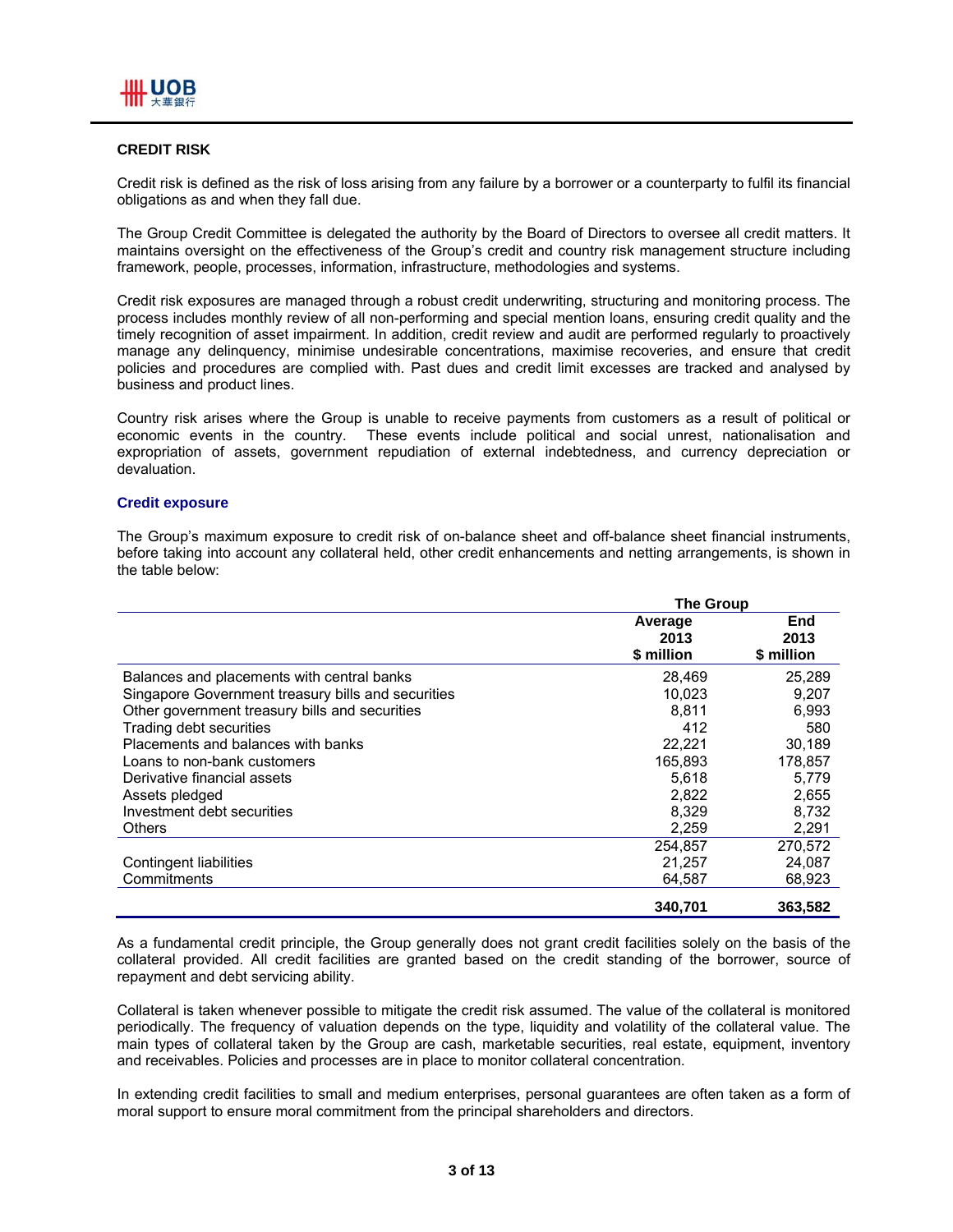## CREDIT RISK

Credit risk is defined as the risk of loss arising from any failure by a borrower or a counterparty to fulfil its financial obligations as and when they fall due.

The Group Credit Committee is delegated the authority by the Board of Directors to oversee all credit matters. It maintains oversight on the effectiveness of the Group's credit and country risk management structure including framework, people, processes, information, infrastructure, methodologies and systems.

Credit risk exposures are managed through a robust credit underwriting, structuring and monitoring process. The process includes monthly review of all non-performing and special mention loans, ensuring credit quality and the timely recognition of asset impairment. In addition, credit review and audit are performed regularly to proactively manage any delinquency, minimise undesirable concentrations, maximise recoveries, and ensure that credit policies and procedures are complied with. Past dues and credit limit excesses are tracked and analysed by business and product lines.

Country risk arises where the Group is unable to receive payments from customers as a result of political or economic events in the country. These events include political and social unrest, nationalisation and expropriation of assets, government repudiation of external indebtedness, and currency depreciation or devaluation.

### Credit exposure

The Group's maximum exposure to credit risk of on-balance sheet and off-balance sheet financial instruments, before taking into account any collateral held, other credit enhancements and netting arrangements, is shown in the table below:

| | The Group | |
|---|---|---|
| | Average 2013 $ million | End 2013 $ million |
| Balances and placements with central banks | 28,469 | 25,289 |
| Singapore Government treasury bills and securities | 10,023 | 9,207 |
| Other government treasury bills and securities | 8,811 | 6,993 |
| Trading debt securities | 412 | 580 |
| Placements and balances with banks | 22,221 | 30,189 |
| Loans to non-bank customers | 165,893 | 178,857 |
| Derivative financial assets | 5,618 | 5,779 |
| Assets pledged | 2,822 | 2,655 |
| Investment debt securities | 8,329 | 8,732 |
| Others | 2,259 | 2,291 |
| | 254,857 | 270,572 |
| Contingent liabilities | 21,257 | 24,087 |
| Commitments | 64,587 | 68,923 |
| | **340,701** | **363,582** |

As a fundamental credit principle, the Group generally does not grant credit facilities solely on the basis of the collateral provided. All credit facilities are granted based on the credit standing of the borrower, source of repayment and debt servicing ability.

Collateral is taken whenever possible to mitigate the credit risk assumed. The value of the collateral is monitored periodically. The frequency of valuation depends on the type, liquidity and volatility of the collateral value. The main types of collateral taken by the Group are cash, marketable securities, real estate, equipment, inventory and receivables. Policies and processes are in place to monitor collateral concentration.

In extending credit facilities to small and medium enterprises, personal guarantees are often taken as a form of moral support to ensure moral commitment from the principal shareholders and directors.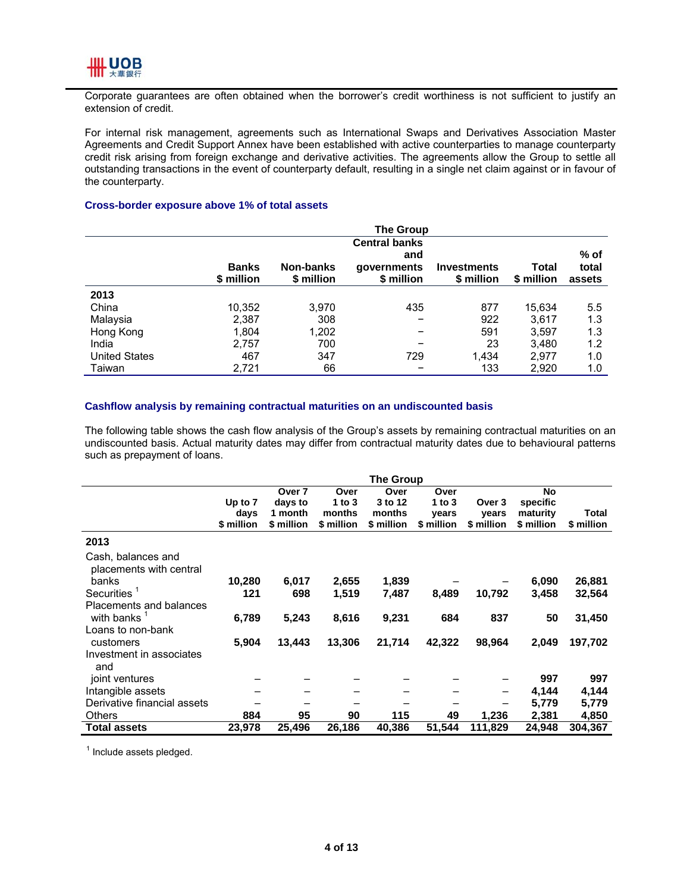Corporate guarantees are often obtained when the borrower's credit worthiness is not sufficient to justify an extension of credit.

For internal risk management, agreements such as International Swaps and Derivatives Association Master Agreements and Credit Support Annex have been established with active counterparties to manage counterparty credit risk arising from foreign exchange and derivative activities. The agreements allow the Group to settle all outstanding transactions in the event of counterparty default, resulting in a single net claim against or in favour of the counterparty.

### Cross-border exposure above 1% of total assets

| | The Group | | | | | |
|---|---|---|---|---|---|---|
| | Banks $ million | Non-banks $ million | Central banks and governments $ million | Investments $ million | Total $ million | % of total assets |
| **2013** | | | | | | |
| China | 10,352 | 3,970 | 435 | 877 | 15,634 | 5.5 |
| Malaysia | 2,387 | 308 | – | 922 | 3,617 | 1.3 |
| Hong Kong | 1,804 | 1,202 | – | 591 | 3,597 | 1.3 |
| India | 2,757 | 700 | – | 23 | 3,480 | 1.2 |
| United States | 467 | 347 | 729 | 1,434 | 2,977 | 1.0 |
| Taiwan | 2,721 | 66 | – | 133 | 2,920 | 1.0 |

### Cashflow analysis by remaining contractual maturities on an undiscounted basis

The following table shows the cash flow analysis of the Group's assets by remaining contractual maturities on an undiscounted basis. Actual maturity dates may differ from contractual maturity dates due to behavioural patterns such as prepayment of loans.

| | The Group | | | | | | | |
|---|---|---|---|---|---|---|---|---|
| | Up to 7 days $ million | Over 7 days to 1 month $ million | Over 1 to 3 months $ million | Over 3 to 12 months $ million | Over 1 to 3 years $ million | Over 3 years $ million | No specific maturity $ million | Total $ million |
| **2013** | | | | | | | | |
| Cash, balances and placements with central banks | **10,280** | **6,017** | **2,655** | **1,839** | – | – | **6,090** | **26,881** |
| Securities [1] | **121** | **698** | **1,519** | **7,487** | **8,489** | **10,792** | **3,458** | **32,564** |
| Placements and balances with banks [1] | **6,789** | **5,243** | **8,616** | **9,231** | **684** | **837** | **50** | **31,450** |
| Loans to non-bank customers | **5,904** | **13,443** | **13,306** | **21,714** | **42,322** | **98,964** | **2,049** | **197,702** |
| Investment in associates and joint ventures | – | – | – | – | – | – | **997** | **997** |
| Intangible assets | – | – | – | – | – | – | **4,144** | **4,144** |
| Derivative financial assets | – | – | – | – | – | – | **5,779** | **5,779** |
| Others | **884** | **95** | **90** | **115** | **49** | **1,236** | **2,381** | **4,850** |
| **Total assets** | **23,978** | **25,496** | **26,186** | **40,386** | **51,544** | **111,829** | **24,948** | **304,367** |

[1] Include assets pledged.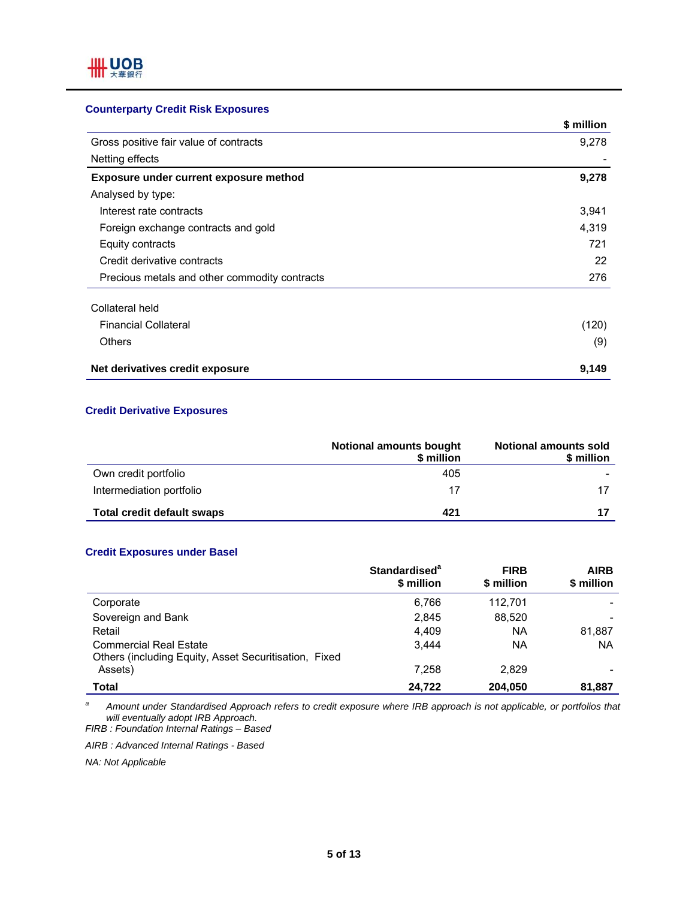### Counterparty Credit Risk Exposures

| | $ million |
|---|---|
| Gross positive fair value of contracts | 9,278 |
| Netting effects | - |
| **Exposure under current exposure method** | **9,278** |
| Analysed by type: | |
| Interest rate contracts | 3,941 |
| Foreign exchange contracts and gold | 4,319 |
| Equity contracts | 721 |
| Credit derivative contracts | 22 |
| Precious metals and other commodity contracts | 276 |
| | |
| Collateral held | |
| Financial Collateral | (120) |
| Others | (9) |
| | |
| **Net derivatives credit exposure** | **9,149** |

### Credit Derivative Exposures

| | Notional amounts bought $ million | Notional amounts sold $ million |
|---|---|---|
| Own credit portfolio | 405 | - |
| Intermediation portfolio | 17 | 17 |
| **Total credit default swaps** | **421** | **17** |

### Credit Exposures under Basel

| | Standardised[a] $ million | FIRB $ million | AIRB $ million |
|---|---|---|---|
| Corporate | 6,766 | 112,701 | - |
| Sovereign and Bank | 2,845 | 88,520 | - |
| Retail | 4,409 | NA | 81,887 |
| Commercial Real Estate | 3,444 | NA | NA |
| Others (including Equity, Asset Securitisation, Fixed Assets) | 7,258 | 2,829 | - |
| **Total** | **24,722** | **204,050** | **81,887** |

[a] *Amount under Standardised Approach refers to credit exposure where IRB approach is not applicable, or portfolios that will eventually adopt IRB Approach.*

*FIRB : Foundation Internal Ratings – Based*

*AIRB : Advanced Internal Ratings - Based*

*NA: Not Applicable*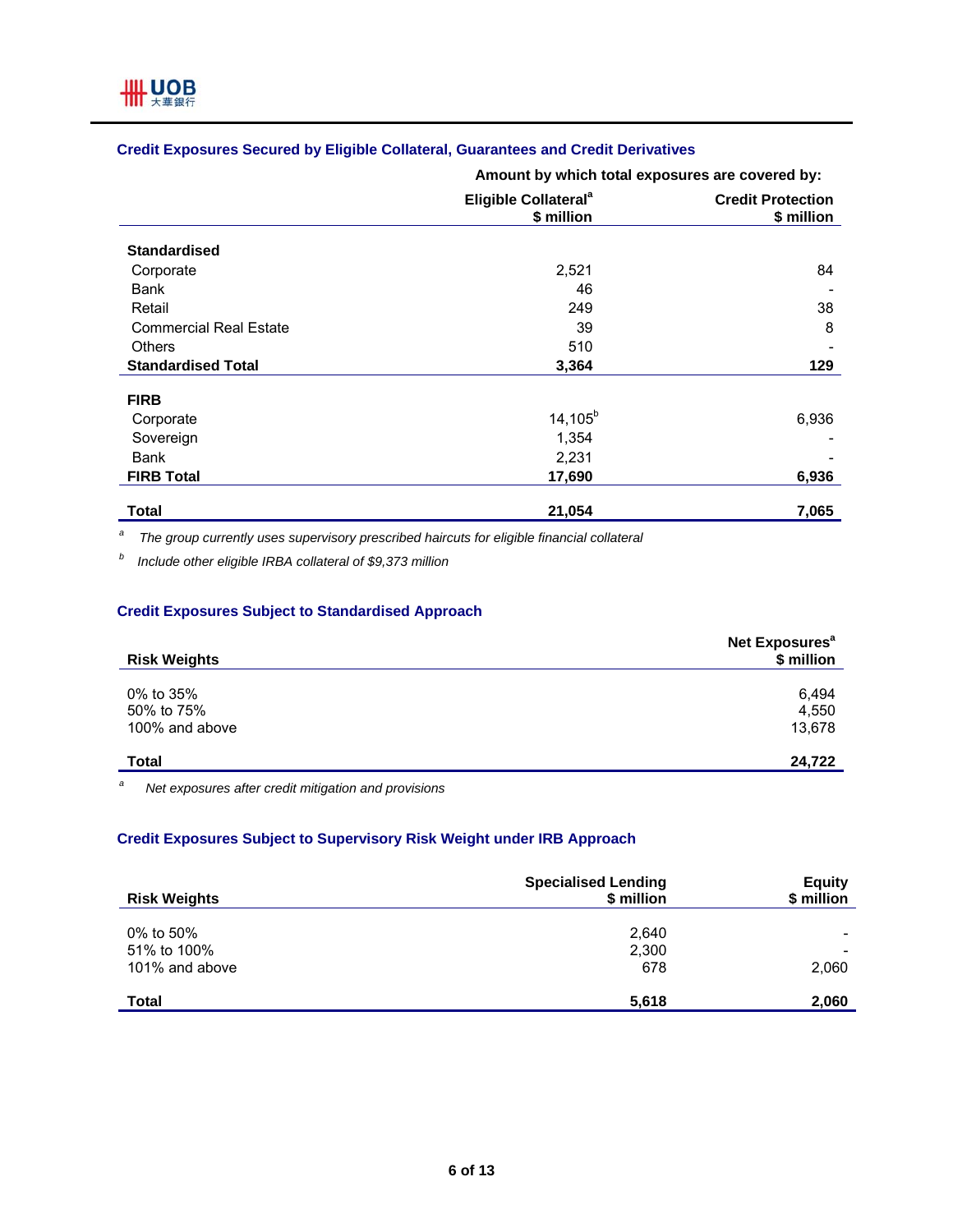### Credit Exposures Secured by Eligible Collateral, Guarantees and Credit Derivatives

| | Amount by which total exposures are covered by: | |
|---|---|---|
| | Eligible Collateral[a] $ million | Credit Protection $ million |
| **Standardised** | | |
| Corporate | 2,521 | 84 |
| Bank | 46 | - |
| Retail | 249 | 38 |
| Commercial Real Estate | 39 | 8 |
| Others | 510 | - |
| **Standardised Total** | **3,364** | **129** |
| **FIRB** | | |
| Corporate | 14,105[b] | 6,936 |
| Sovereign | 1,354 | - |
| Bank | 2,231 | - |
| **FIRB Total** | **17,690** | **6,936** |
| **Total** | **21,054** | **7,065** |

[a] *The group currently uses supervisory prescribed haircuts for eligible financial collateral*

[b] *Include other eligible IRBA collateral of $9,373 million*

### Credit Exposures Subject to Standardised Approach

| Risk Weights | Net Exposures[a] $ million |
|---|---|
| 0% to 35% | 6,494 |
| 50% to 75% | 4,550 |
| 100% and above | 13,678 |
| **Total** | **24,722** |

[a] *Net exposures after credit mitigation and provisions*

### Credit Exposures Subject to Supervisory Risk Weight under IRB Approach

| Risk Weights | Specialised Lending $ million | Equity $ million |
|---|---|---|
| 0% to 50% | 2,640 | - |
| 51% to 100% | 2,300 | - |
| 101% and above | 678 | 2,060 |
| **Total** | **5,618** | **2,060** |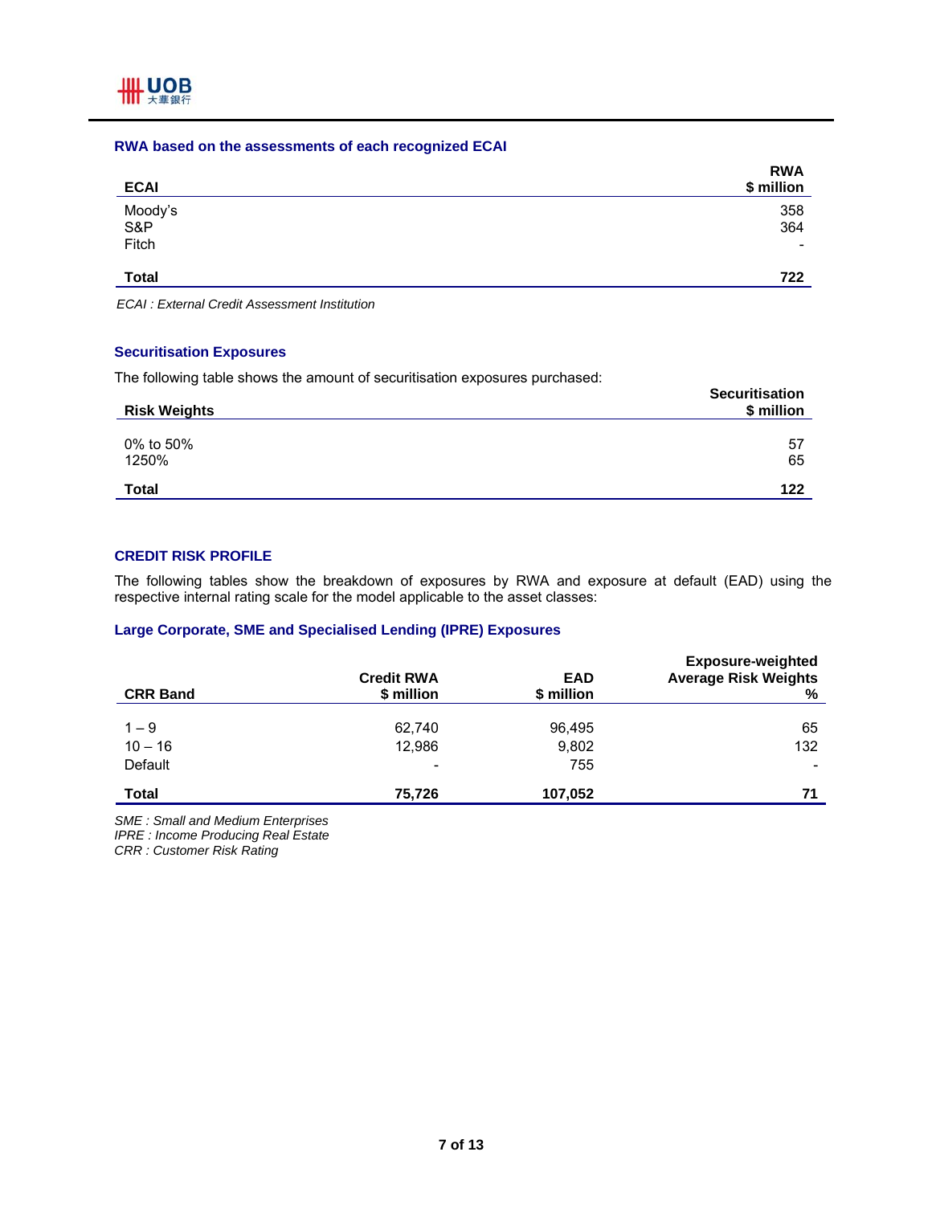### RWA based on the assessments of each recognized ECAI

| ECAI | RWA $ million |
|---|---|
| Moody's | 358 |
| S&P | 364 |
| Fitch | - |
| **Total** | **722** |

*ECAI : External Credit Assessment Institution*

### Securitisation Exposures

The following table shows the amount of securitisation exposures purchased:

| Risk Weights | Securitisation $ million |
|---|---|
| 0% to 50% | 57 |
| 1250% | 65 |
| **Total** | **122** |

### CREDIT RISK PROFILE

The following tables show the breakdown of exposures by RWA and exposure at default (EAD) using the respective internal rating scale for the model applicable to the asset classes:

### Large Corporate, SME and Specialised Lending (IPRE) Exposures

| CRR Band | Credit RWA $ million | EAD $ million | Exposure-weighted Average Risk Weights % |
|---|---|---|---|
| 1 – 9 | 62,740 | 96,495 | 65 |
| 10 – 16 | 12,986 | 9,802 | 132 |
| Default | - | 755 | - |
| **Total** | **75,726** | **107,052** | **71** |

*SME : Small and Medium Enterprises*
*IPRE : Income Producing Real Estate*
*CRR : Customer Risk Rating*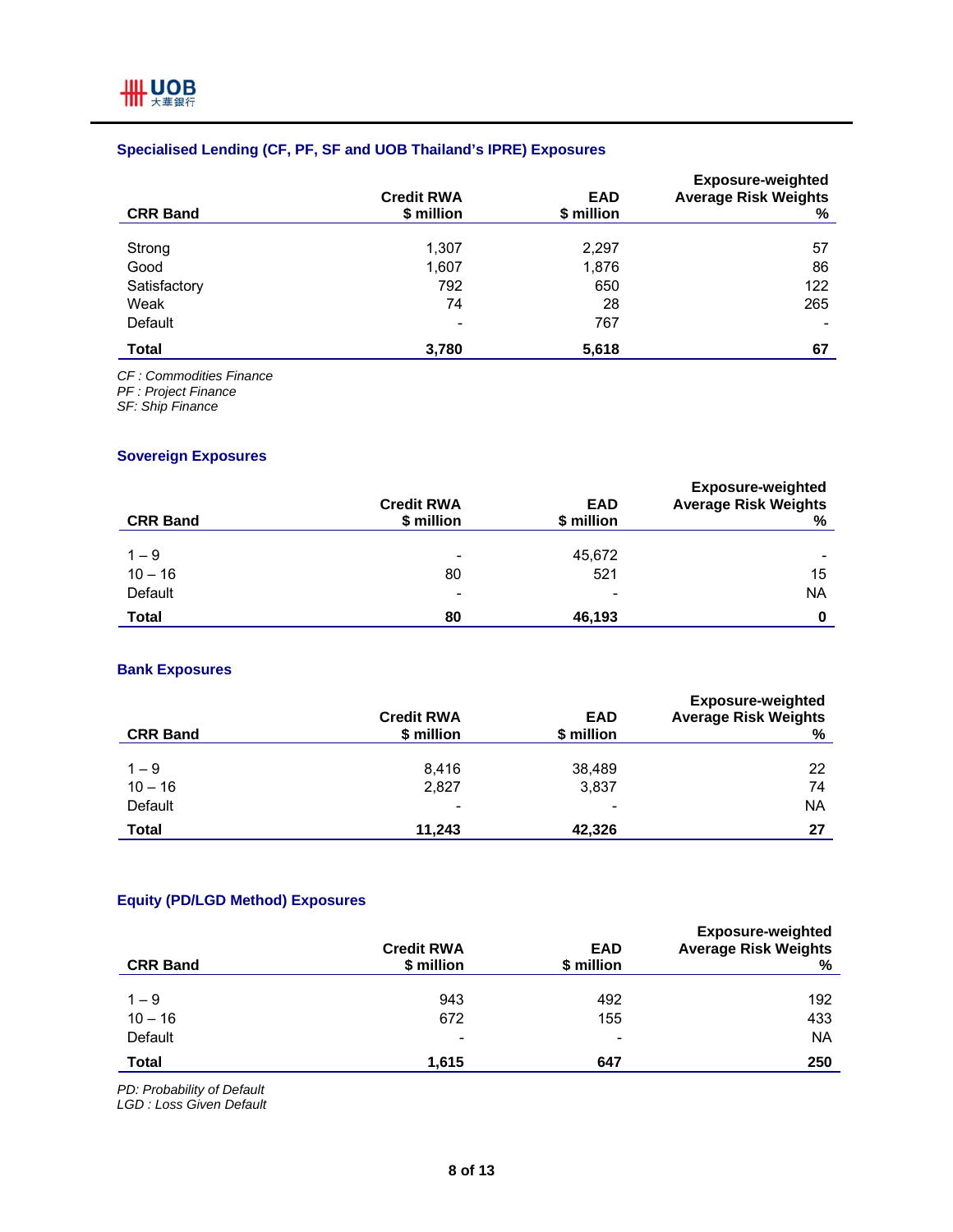### Specialised Lending (CF, PF, SF and UOB Thailand's IPRE) Exposures

| CRR Band | Credit RWA<br>$ million | EAD<br>$ million | Exposure-weighted Average Risk Weights<br>% |
|---|---:|---:|---:|
| Strong | 1,307 | 2,297 | 57 |
| Good | 1,607 | 1,876 | 86 |
| Satisfactory | 792 | 650 | 122 |
| Weak | 74 | 28 | 265 |
| Default | - | 767 | - |
| **Total** | **3,780** | **5,618** | **67** |

*CF : Commodities Finance*
*PF : Project Finance*
*SF: Ship Finance*

### Sovereign Exposures

| CRR Band | Credit RWA<br>$ million | EAD<br>$ million | Exposure-weighted Average Risk Weights<br>% |
|---|---:|---:|---:|
| 1 – 9 | - | 45,672 | - |
| 10 – 16 | 80 | 521 | 15 |
| Default | - | - | NA |
| **Total** | **80** | **46,193** | **0** |

### Bank Exposures

| CRR Band | Credit RWA<br>$ million | EAD<br>$ million | Exposure-weighted Average Risk Weights<br>% |
|---|---:|---:|---:|
| 1 – 9 | 8,416 | 38,489 | 22 |
| 10 – 16 | 2,827 | 3,837 | 74 |
| Default | - | - | NA |
| **Total** | **11,243** | **42,326** | **27** |

### Equity (PD/LGD Method) Exposures

| CRR Band | Credit RWA<br>$ million | EAD<br>$ million | Exposure-weighted Average Risk Weights<br>% |
|---|---:|---:|---:|
| 1 – 9 | 943 | 492 | 192 |
| 10 – 16 | 672 | 155 | 433 |
| Default | - | - | NA |
| **Total** | **1,615** | **647** | **250** |

*PD: Probability of Default*
*LGD : Loss Given Default*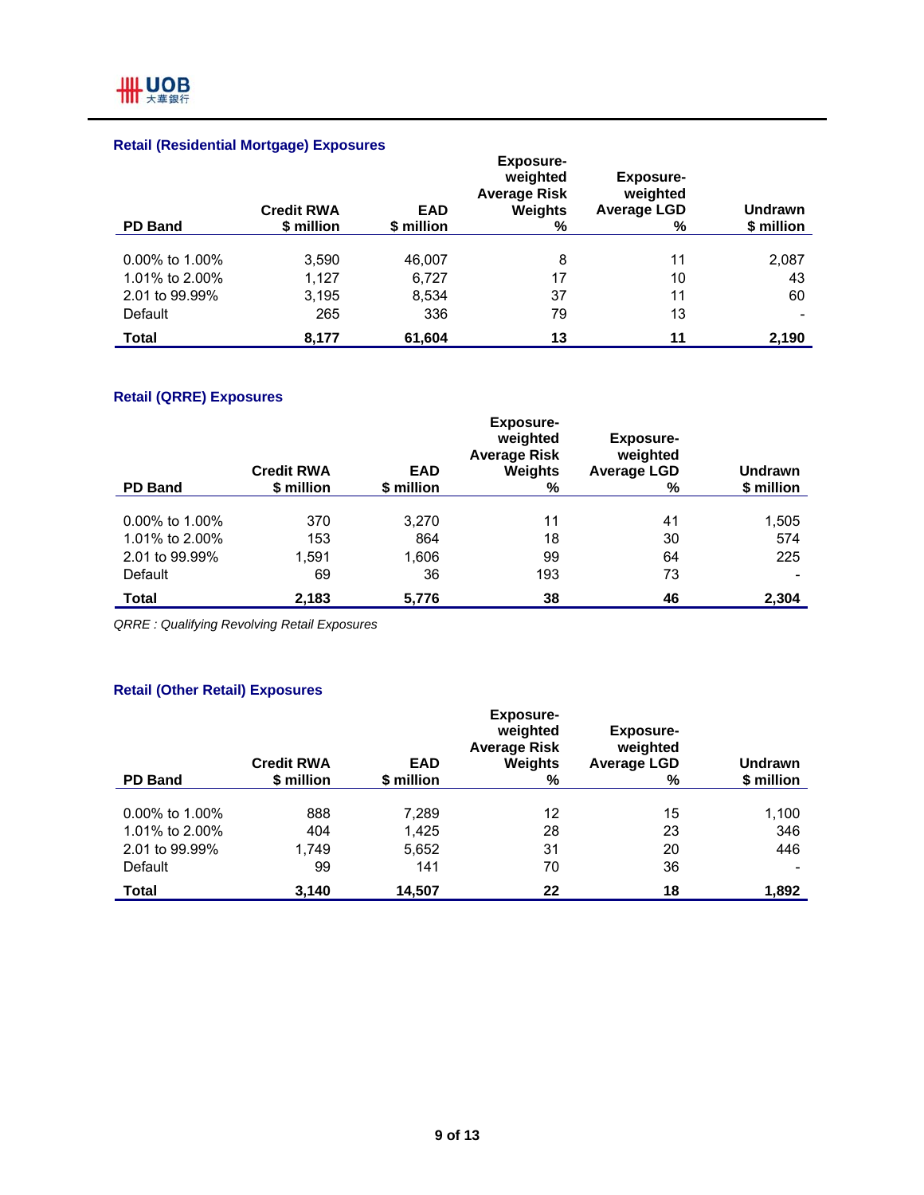### Retail (Residential Mortgage) Exposures

| PD Band | Credit RWA $ million | EAD $ million | Exposure-weighted Average Risk Weights % | Exposure-weighted Average LGD % | Undrawn $ million |
|---|---|---|---|---|---|
| 0.00% to 1.00% | 3,590 | 46,007 | 8 | 11 | 2,087 |
| 1.01% to 2.00% | 1,127 | 6,727 | 17 | 10 | 43 |
| 2.01 to 99.99% | 3,195 | 8,534 | 37 | 11 | 60 |
| Default | 265 | 336 | 79 | 13 | - |
| **Total** | **8,177** | **61,604** | **13** | **11** | **2,190** |

### Retail (QRRE) Exposures

| PD Band | Credit RWA $ million | EAD $ million | Exposure-weighted Average Risk Weights % | Exposure-weighted Average LGD % | Undrawn $ million |
|---|---|---|---|---|---|
| 0.00% to 1.00% | 370 | 3,270 | 11 | 41 | 1,505 |
| 1.01% to 2.00% | 153 | 864 | 18 | 30 | 574 |
| 2.01 to 99.99% | 1,591 | 1,606 | 99 | 64 | 225 |
| Default | 69 | 36 | 193 | 73 | - |
| **Total** | **2,183** | **5,776** | **38** | **46** | **2,304** |

*QRRE : Qualifying Revolving Retail Exposures*

### Retail (Other Retail) Exposures

| PD Band | Credit RWA $ million | EAD $ million | Exposure-weighted Average Risk Weights % | Exposure-weighted Average LGD % | Undrawn $ million |
|---|---|---|---|---|---|
| 0.00% to 1.00% | 888 | 7,289 | 12 | 15 | 1,100 |
| 1.01% to 2.00% | 404 | 1,425 | 28 | 23 | 346 |
| 2.01 to 99.99% | 1,749 | 5,652 | 31 | 20 | 446 |
| Default | 99 | 141 | 70 | 36 | - |
| **Total** | **3,140** | **14,507** | **22** | **18** | **1,892** |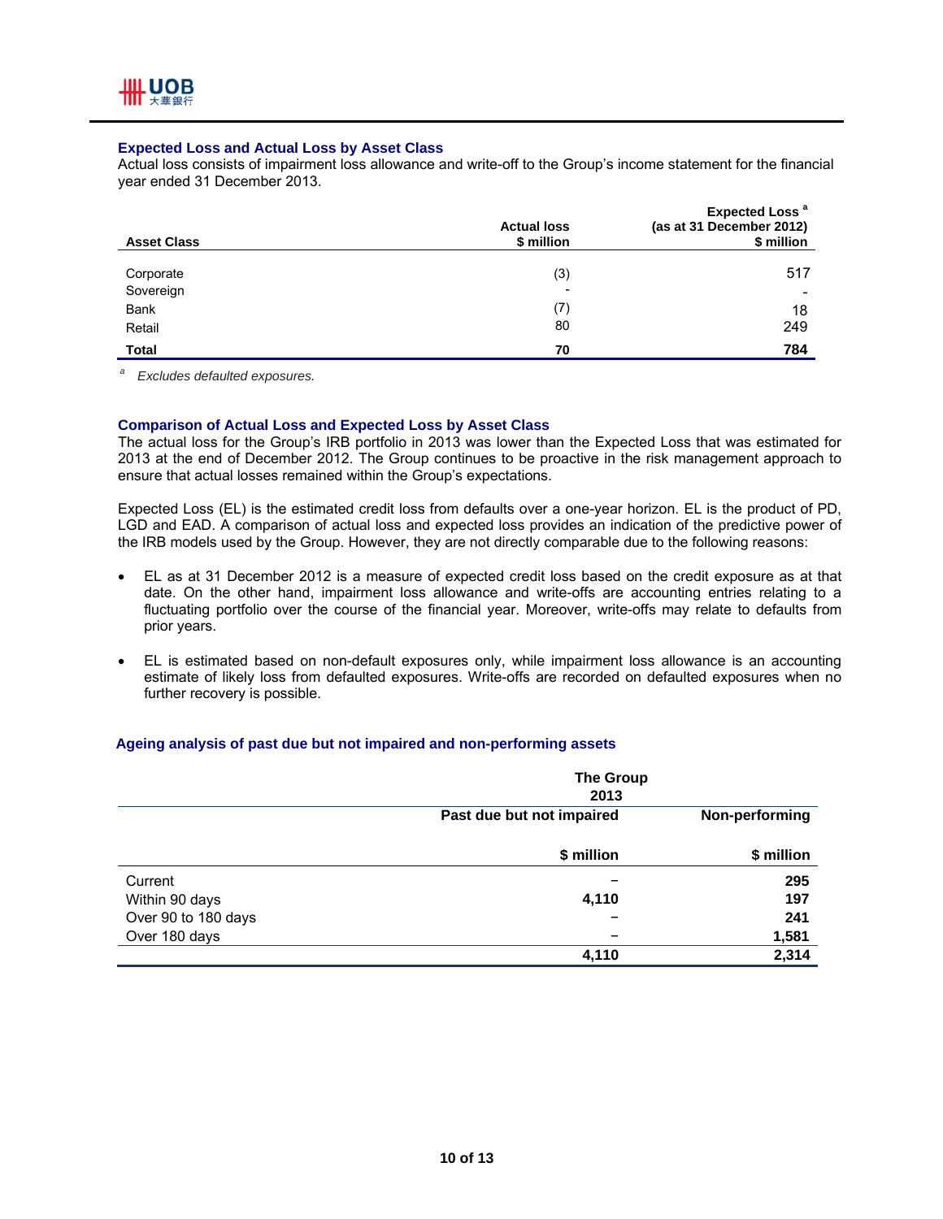### Expected Loss and Actual Loss by Asset Class

Actual loss consists of impairment loss allowance and write-off to the Group's income statement for the financial year ended 31 December 2013.

| Asset Class | Actual loss<br>$ million | Expected Loss [a]<br>(as at 31 December 2012)<br>$ million |
|---|---|---|
| Corporate | (3) | 517 |
| Sovereign | - | - |
| Bank | (7) | 18 |
| Retail | 80 | 249 |
| **Total** | **70** | **784** |

[a] *Excludes defaulted exposures.*

### Comparison of Actual Loss and Expected Loss by Asset Class

The actual loss for the Group's IRB portfolio in 2013 was lower than the Expected Loss that was estimated for 2013 at the end of December 2012. The Group continues to be proactive in the risk management approach to ensure that actual losses remained within the Group's expectations.

Expected Loss (EL) is the estimated credit loss from defaults over a one-year horizon. EL is the product of PD, LGD and EAD. A comparison of actual loss and expected loss provides an indication of the predictive power of the IRB models used by the Group. However, they are not directly comparable due to the following reasons:

- EL as at 31 December 2012 is a measure of expected credit loss based on the credit exposure as at that date. On the other hand, impairment loss allowance and write-offs are accounting entries relating to a fluctuating portfolio over the course of the financial year. Moreover, write-offs may relate to defaults from prior years.
- EL is estimated based on non-default exposures only, while impairment loss allowance is an accounting estimate of likely loss from defaulted exposures. Write-offs are recorded on defaulted exposures when no further recovery is possible.

### Ageing analysis of past due but not impaired and non-performing assets

| | The Group<br>2013 | |
|---|---|---|
| | Past due but not impaired | Non-performing |
| | $ million | $ million |
| Current | – | 295 |
| Within 90 days | 4,110 | 197 |
| Over 90 to 180 days | – | 241 |
| Over 180 days | – | 1,581 |
| | **4,110** | **2,314** |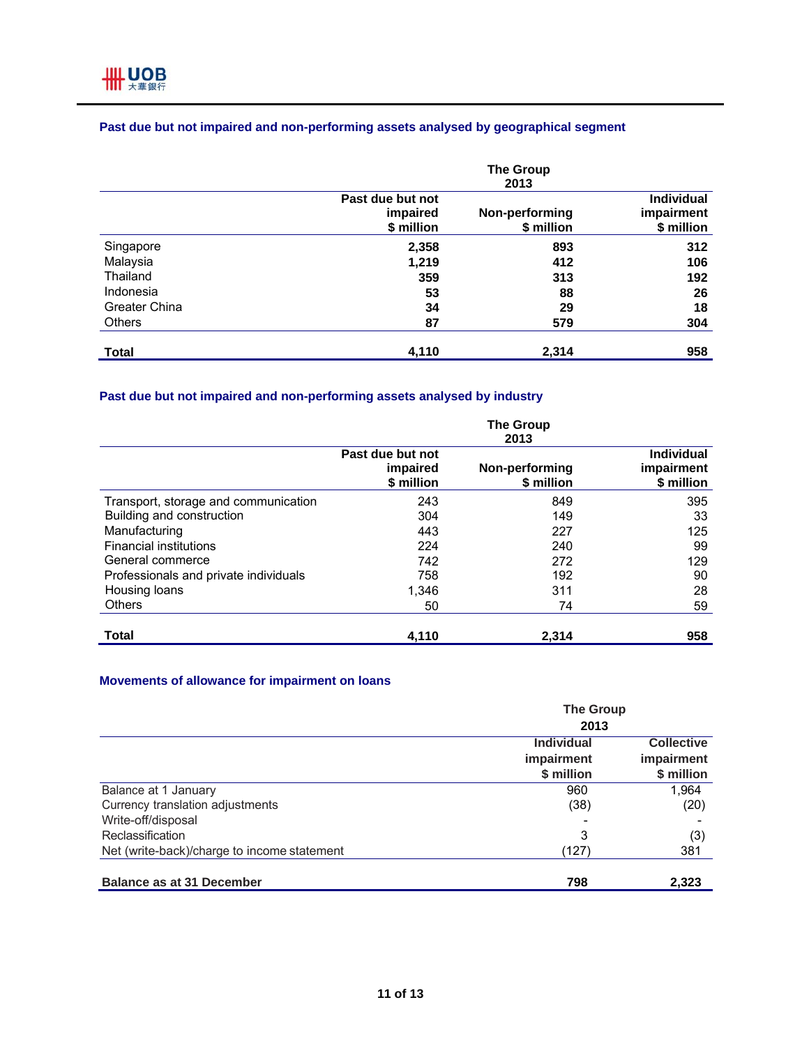### Past due but not impaired and non-performing assets analysed by geographical segment

| | The Group 2013 | | |
|---|---|---|---|
| | Past due but not impaired $ million | Non-performing $ million | Individual impairment $ million |
| Singapore | **2,358** | **893** | **312** |
| Malaysia | **1,219** | **412** | **106** |
| Thailand | **359** | **313** | **192** |
| Indonesia | **53** | **88** | **26** |
| Greater China | **34** | **29** | **18** |
| Others | **87** | **579** | **304** |
| **Total** | **4,110** | **2,314** | **958** |

### Past due but not impaired and non-performing assets analysed by industry

| | The Group 2013 | | |
|---|---|---|---|
| | Past due but not impaired $ million | Non-performing $ million | Individual impairment $ million |
| Transport, storage and communication | 243 | 849 | 395 |
| Building and construction | 304 | 149 | 33 |
| Manufacturing | 443 | 227 | 125 |
| Financial institutions | 224 | 240 | 99 |
| General commerce | 742 | 272 | 129 |
| Professionals and private individuals | 758 | 192 | 90 |
| Housing loans | 1,346 | 311 | 28 |
| Others | 50 | 74 | 59 |
| **Total** | **4,110** | **2,314** | **958** |

### Movements of allowance for impairment on loans

| | The Group 2013 | |
|---|---|---|
| | Individual impairment $ million | Collective impairment $ million |
| Balance at 1 January | 960 | 1,964 |
| Currency translation adjustments | (38) | (20) |
| Write-off/disposal | - | - |
| Reclassification | 3 | (3) |
| Net (write-back)/charge to income statement | (127) | 381 |
| **Balance as at 31 December** | **798** | **2,323** |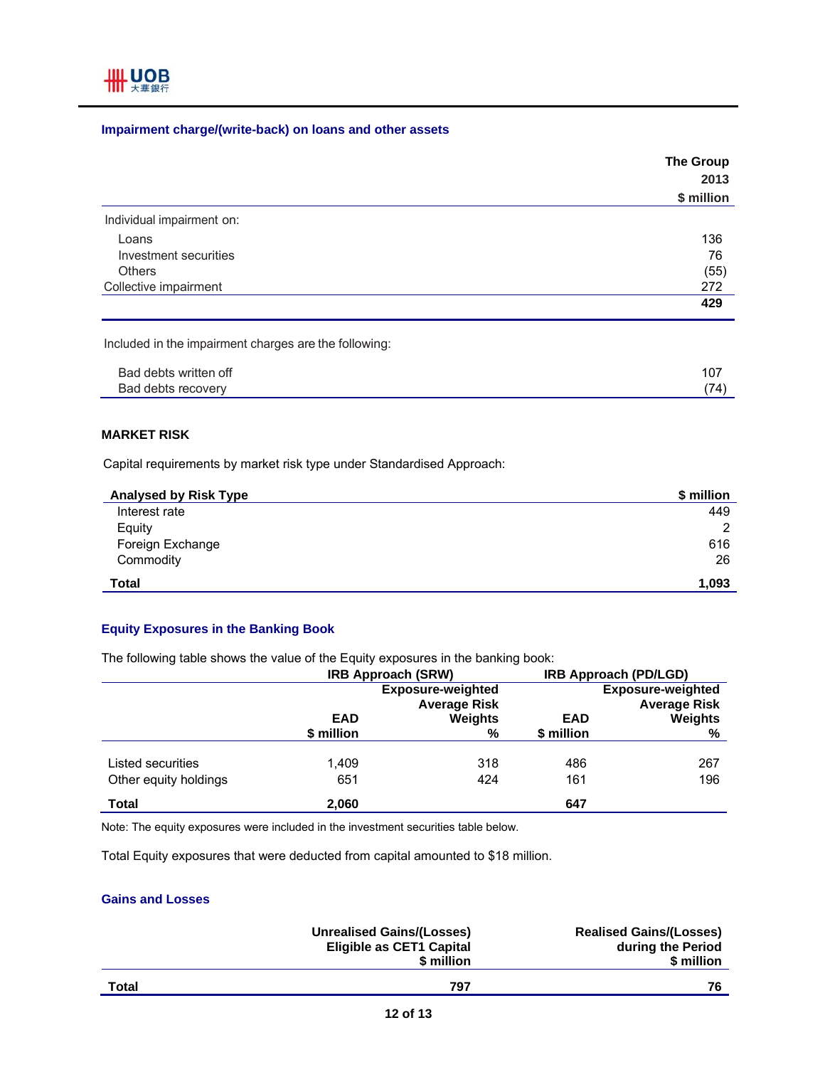### Impairment charge/(write-back) on loans and other assets

| | The Group 2013 $ million |
|---|---|
| Individual impairment on: | |
| Loans | 136 |
| Investment securities | 76 |
| Others | (55) |
| Collective impairment | 272 |
| | **429** |

Included in the impairment charges are the following:

| | |
|---|---|
| Bad debts written off | 107 |
| Bad debts recovery | (74) |

### MARKET RISK

Capital requirements by market risk type under Standardised Approach:

| Analysed by Risk Type | $ million |
|---|---|
| Interest rate | 449 |
| Equity | 2 |
| Foreign Exchange | 616 |
| Commodity | 26 |
| **Total** | **1,093** |

### Equity Exposures in the Banking Book

The following table shows the value of the Equity exposures in the banking book:

| | IRB Approach (SRW) | | IRB Approach (PD/LGD) | |
|---|---|---|---|---|
| | EAD $ million | Exposure-weighted Average Risk Weights % | EAD $ million | Exposure-weighted Average Risk Weights % |
| Listed securities | 1,409 | 318 | 486 | 267 |
| Other equity holdings | 651 | 424 | 161 | 196 |
| **Total** | **2,060** | | **647** | |

Note: The equity exposures were included in the investment securities table below.

Total Equity exposures that were deducted from capital amounted to $18 million.

### Gains and Losses

| | Unrealised Gains/(Losses) Eligible as CET1 Capital $ million | Realised Gains/(Losses) during the Period $ million |
|---|---|---|
| **Total** | **797** | **76** |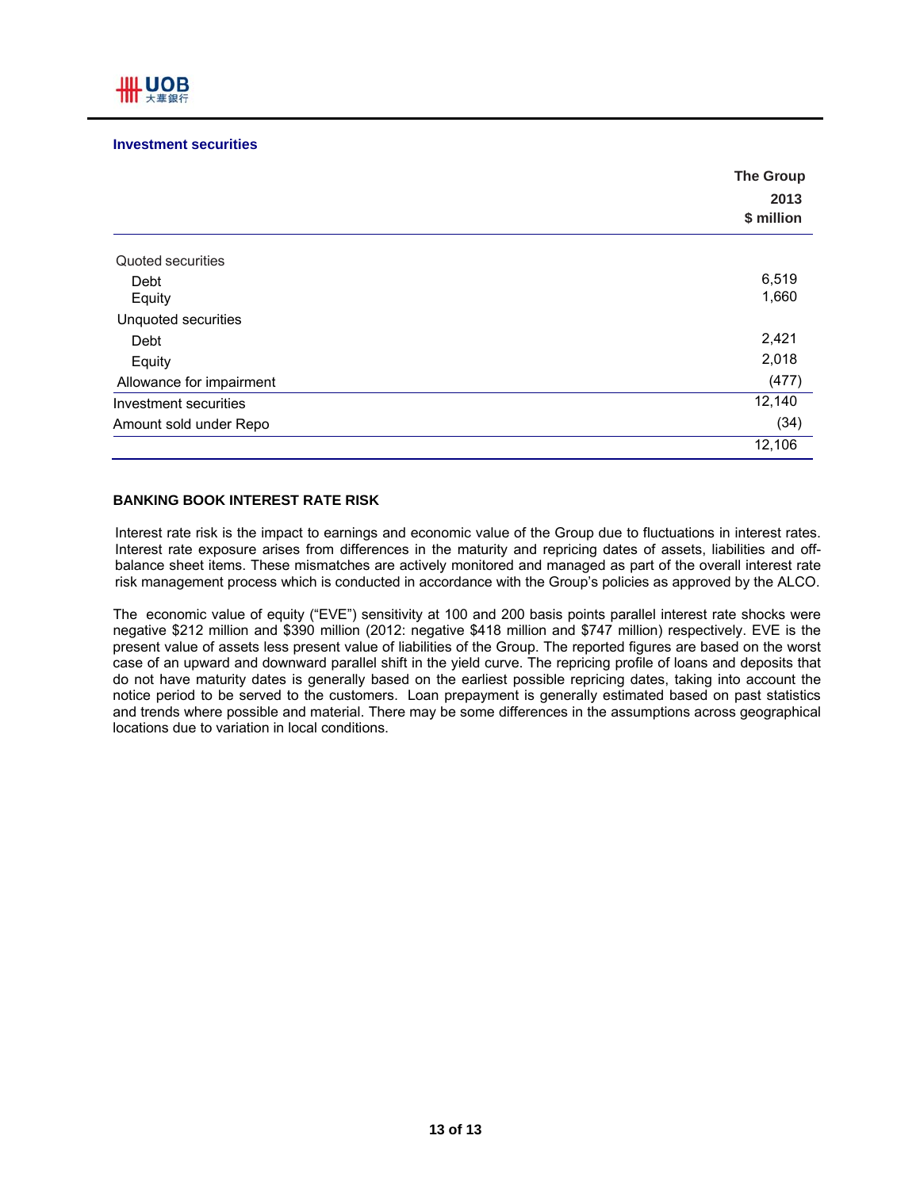### Investment securities

| | The Group 2013 $ million |
|---|---|
| Quoted securities | |
| Debt | 6,519 |
| Equity | 1,660 |
| Unquoted securities | |
| Debt | 2,421 |
| Equity | 2,018 |
| Allowance for impairment | (477) |
| Investment securities | 12,140 |
| Amount sold under Repo | (34) |
| | 12,106 |

### BANKING BOOK INTEREST RATE RISK

Interest rate risk is the impact to earnings and economic value of the Group due to fluctuations in interest rates. Interest rate exposure arises from differences in the maturity and repricing dates of assets, liabilities and off-balance sheet items. These mismatches are actively monitored and managed as part of the overall interest rate risk management process which is conducted in accordance with the Group's policies as approved by the ALCO.

The economic value of equity ("EVE") sensitivity at 100 and 200 basis points parallel interest rate shocks were negative $212 million and $390 million (2012: negative $418 million and $747 million) respectively. EVE is the present value of assets less present value of liabilities of the Group. The reported figures are based on the worst case of an upward and downward parallel shift in the yield curve. The repricing profile of loans and deposits that do not have maturity dates is generally based on the earliest possible repricing dates, taking into account the notice period to be served to the customers. Loan prepayment is generally estimated based on past statistics and trends where possible and material. There may be some differences in the assumptions across geographical locations due to variation in local conditions.